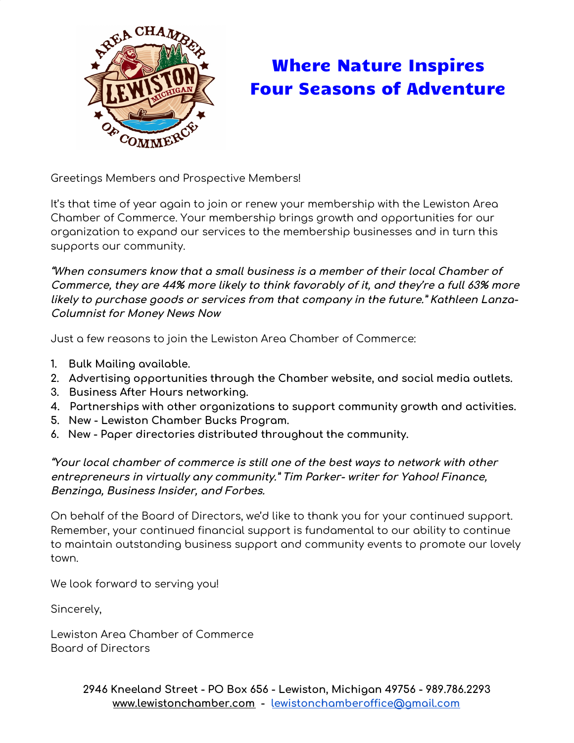# Where Nature Inspires
# Four Seasons of Adventure

Greetings Members and Prospective Members!

It's that time of year again to join or renew your membership with the Lewiston Area Chamber of Commerce. Your membership brings growth and opportunities for our organization to expand our services to the membership businesses and in turn this supports our community.

***"When consumers know that a small business is a member of their local Chamber of Commerce, they are 44% more likely to think favorably of it, and they're a full 63% more likely to purchase goods or services from that company in the future." Kathleen Lanza-Columnist for Money News Now***

Just a few reasons to join the Lewiston Area Chamber of Commerce:

1. **Bulk Mailing available.**
2. **Advertising opportunities through the Chamber website, and social media outlets.**
3. **Business After Hours networking.**
4. **Partnerships with other organizations to support community growth and activities.**
5. **New - Lewiston Chamber Bucks Program.**
6. **New - Paper directories distributed throughout the community.**

***"Your local chamber of commerce is still one of the best ways to network with other entrepreneurs in virtually any community." Tim Parker- writer for Yahoo! Finance, Benzinga, Business Insider, and Forbes.***

On behalf of the Board of Directors, we'd like to thank you for your continued support. Remember, your continued financial support is fundamental to our ability to continue to maintain outstanding business support and community events to promote our lovely town.

We look forward to serving you!

Sincerely,

Lewiston Area Chamber of Commerce
Board of Directors

**2946 Kneeland Street - PO Box 656 - Lewiston, Michigan 49756 - 989.786.2293**
**www.lewistonchamber.com - lewistonchamberoffice@gmail.com**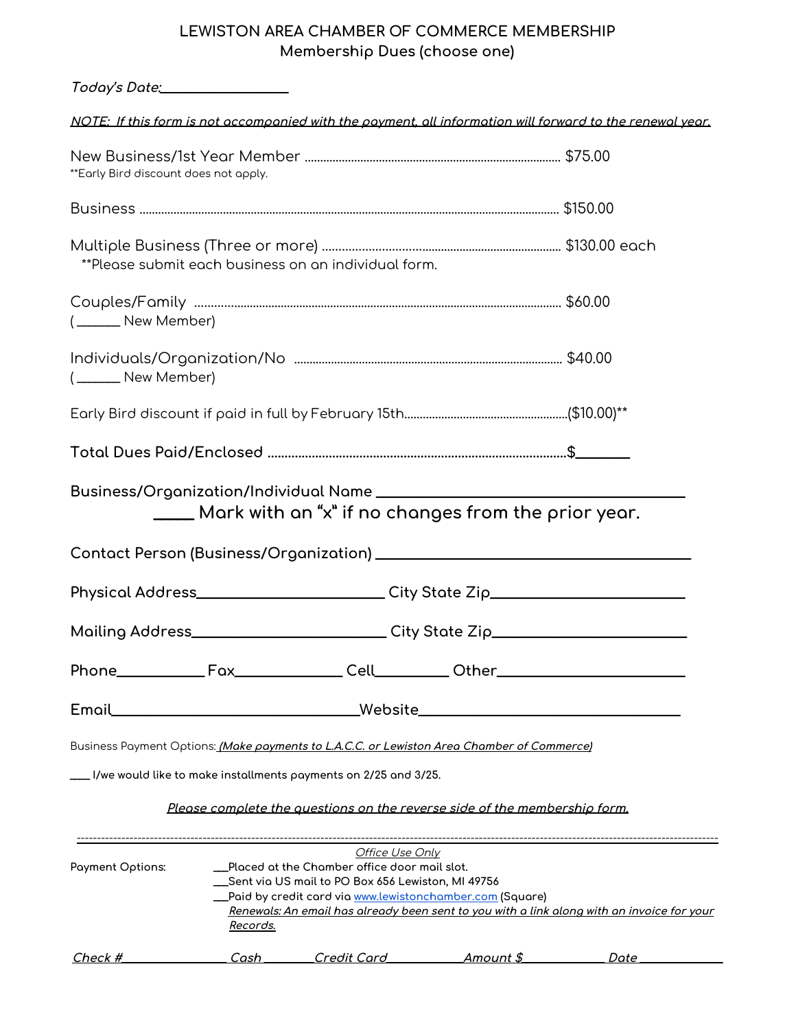# LEWISTON AREA CHAMBER OF COMMERCE MEMBERSHIP

## Membership Dues (choose one)

*Today's Date:*\_\_\_\_\_\_\_\_\_\_\_\_\_\_\_\_\_\_

***NOTE: If this form is not accompanied with the payment, all information will forward to the renewal year.***

New Business/1st Year Member ........................................ $75.00
**Early Bird discount does not apply.

Business ........................................ $150.00

Multiple Business (Three or more) ........................................ $130.00 each
**Please submit each business on an individual form.

Couples/Family ........................................ $60.00
(\_\_\_\_\_\_ New Member)

Individuals/Organization/No ........................................ $40.00
(\_\_\_\_\_\_ New Member)

Early Bird discount if paid in full by February 15th........................................($10.00)**

**Total Dues Paid/Enclosed ........................................$\_\_\_\_\_\_\_\_**

**Business/Organization/Individual Name \_\_\_\_\_\_\_\_\_\_\_\_\_\_\_\_\_\_\_\_\_\_\_\_\_\_\_\_\_\_\_\_\_\_\_\_\_\_**

**\_\_\_\_\_ Mark with an "x" if no changes from the prior year.**

**Contact Person (Business/Organization) \_\_\_\_\_\_\_\_\_\_\_\_\_\_\_\_\_\_\_\_\_\_\_\_\_\_\_\_\_\_\_\_\_\_\_\_\_\_**

**Physical Address**\_\_\_\_\_\_\_\_\_\_\_\_\_\_\_\_\_\_\_\_\_\_\_\_\_ **City State Zip**\_\_\_\_\_\_\_\_\_\_\_\_\_\_\_\_\_\_\_\_\_\_\_\_\_

**Mailing Address**\_\_\_\_\_\_\_\_\_\_\_\_\_\_\_\_\_\_\_\_\_\_\_\_\_ **City State Zip**\_\_\_\_\_\_\_\_\_\_\_\_\_\_\_\_\_\_\_\_\_\_\_\_\_

**Phone**\_\_\_\_\_\_\_\_\_\_\_\_ **Fax**\_\_\_\_\_\_\_\_\_\_\_\_\_\_\_ **Cell**\_\_\_\_\_\_\_\_\_\_ **Other**\_\_\_\_\_\_\_\_\_\_\_\_\_\_\_\_\_\_\_\_\_\_\_\_\_

**Email**\_\_\_\_\_\_\_\_\_\_\_\_\_\_\_\_\_\_\_\_\_\_\_\_\_\_\_\_\_\_\_\_\_**Website**\_\_\_\_\_\_\_\_\_\_\_\_\_\_\_\_\_\_\_\_\_\_\_\_\_\_\_\_\_\_\_\_\_\_\_

Business Payment Options: ***(Make payments to L.A.C.C. or Lewiston Area Chamber of Commerce)***

\_\_\_\_ I/we would like to make installments payments on 2/25 and 3/25.

***Please complete the questions on the reverse side of the membership form.***

---

*Office Use Only*

Payment Options:

- \_\_\_Placed at the Chamber office door mail slot.
- \_\_\_Sent via US mail to PO Box 656 Lewiston, MI 49756
- \_\_\_Paid by credit card via www.lewistonchamber.com (Square)

***Renewals: An email has already been sent to you with a link along with an invoice for your Records.***

*Check #*\_\_\_\_\_\_\_\_\_\_\_\_\_\_\_\_ *Cash* \_\_\_\_\_\_\_\_ *Credit Card*\_\_\_\_\_\_\_\_\_\_\_\_ *Amount $*\_\_\_\_\_\_\_\_\_\_\_\_\_ *Date* \_\_\_\_\_\_\_\_\_\_\_\_\_\_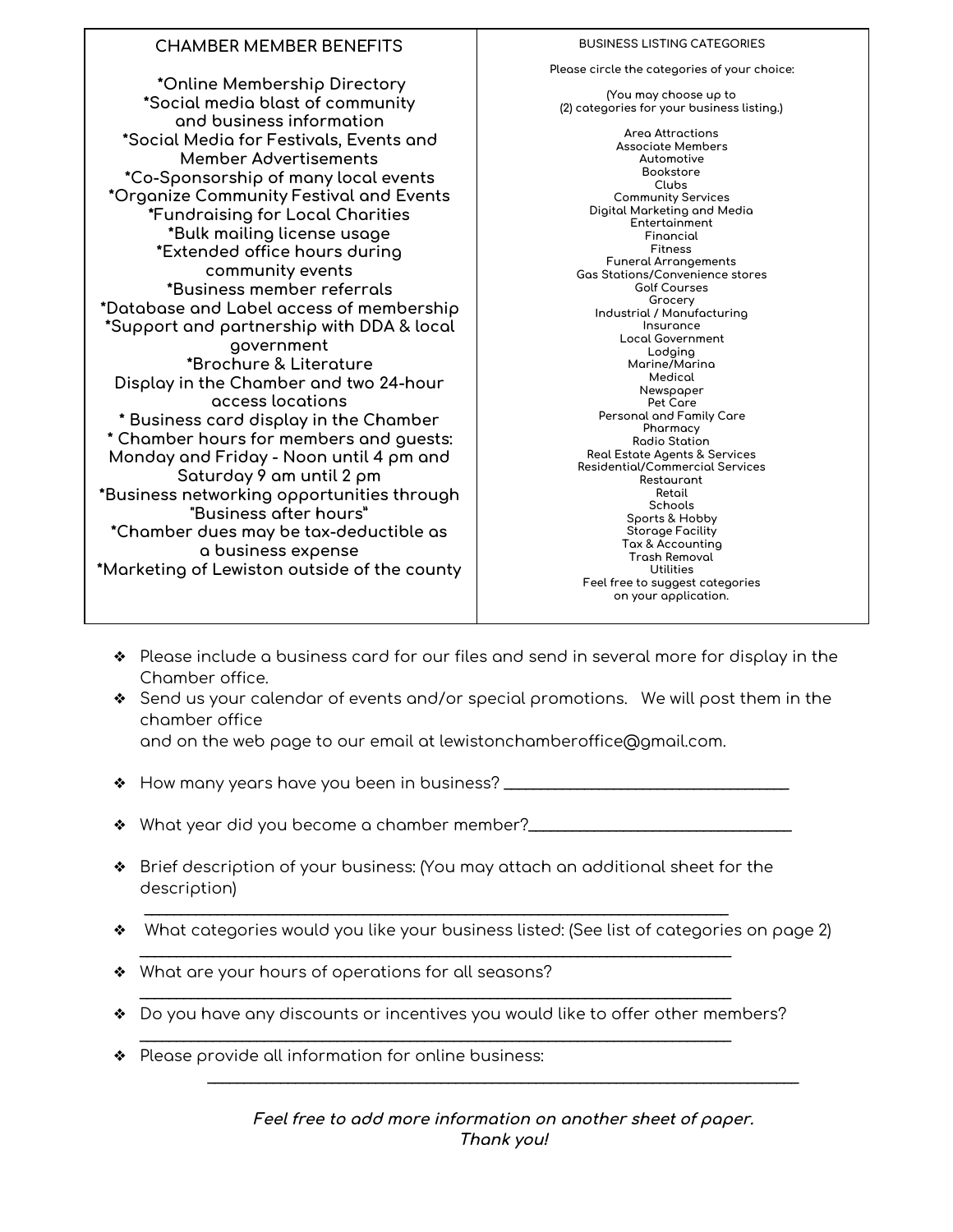## CHAMBER MEMBER BENEFITS

*Online Membership Directory
*Social media blast of community and business information
*Social Media for Festivals, Events and Member Advertisements
*Co-Sponsorship of many local events
*Organize Community Festival and Events
*Fundraising for Local Charities
*Bulk mailing license usage
*Extended office hours during community events
*Business member referrals
*Database and Label access of membership
*Support and partnership with DDA & local government
*Brochure & Literature Display in the Chamber and two 24-hour access locations
* Business card display in the Chamber
* Chamber hours for members and guests: Monday and Friday - Noon until 4 pm and Saturday 9 am until 2 pm
*Business networking opportunities through "Business after hours"
*Chamber dues may be tax-deductible as a business expense
*Marketing of Lewiston outside of the county

## BUSINESS LISTING CATEGORIES

Please circle the categories of your choice:

(You may choose up to (2) categories for your business listing.)

Area Attractions
Associate Members
Automotive
Bookstore
Clubs
Community Services
Digital Marketing and Media
Entertainment
Financial
Fitness
Funeral Arrangements
Gas Stations/Convenience stores
Golf Courses
Grocery
Industrial / Manufacturing
Insurance
Local Government
Lodging
Marine/Marina
Medical
Newspaper
Pet Care
Personal and Family Care
Pharmacy
Radio Station
Real Estate Agents & Services
Residential/Commercial Services
Restaurant
Retail
Schools
Sports & Hobby
Storage Facility
Tax & Accounting
Trash Removal
Utilities

Feel free to suggest categories on your application.

- Please include a business card for our files and send in several more for display in the Chamber office.
- Send us your calendar of events and/or special promotions. We will post them in the chamber office and on the web page to our email at lewistonchamberoffice@gmail.com.
- How many years have you been in business? ______________________________
- What year did you become a chamber member?______________________________
- Brief description of your business: (You may attach an additional sheet for the description)
  ______________________________________________________________
- What categories would you like your business listed: (See list of categories on page 2)
  ______________________________________________________________
- What are your hours of operations for all seasons?
  ______________________________________________________________
- Do you have any discounts or incentives you would like to offer other members?
  ______________________________________________________________
- Please provide all information for online business:
  ______________________________________________________________

*Feel free to add more information on another sheet of paper.*
*Thank you!*